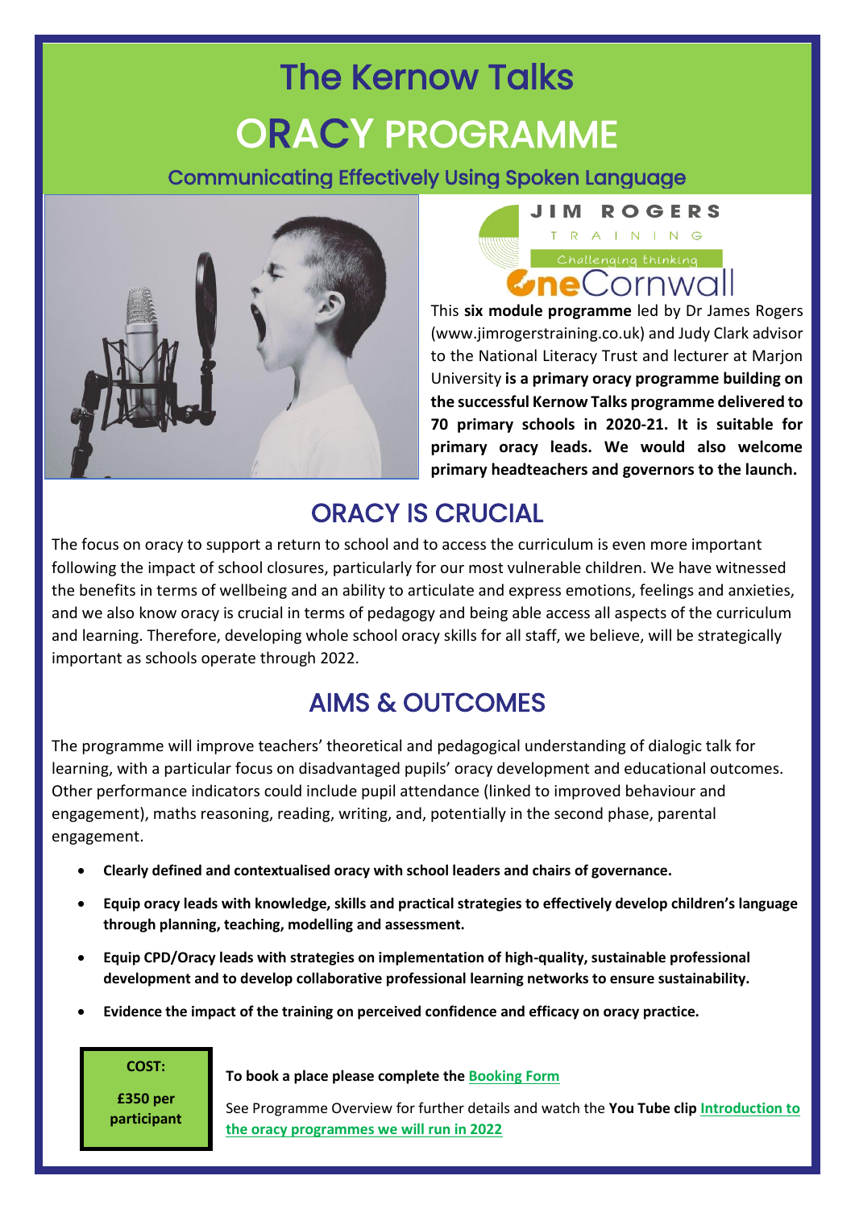# The Kernow Talks

# ORACY PROGRAMME

### Communicating Effectively Using Spoken Language

JIM ROGERS TRAINING

Challenging thinking

OneCornwall

This **six module programme** led by Dr James Rogers (www.jimrogerstraining.co.uk) and Judy Clark advisor to the National Literacy Trust and lecturer at Marjon University **is a primary oracy programme building on the successful Kernow Talks programme delivered to 70 primary schools in 2020-21. It is suitable for primary oracy leads. We would also welcome primary headteachers and governors to the launch.**

## ORACY IS CRUCIAL

The focus on oracy to support a return to school and to access the curriculum is even more important following the impact of school closures, particularly for our most vulnerable children. We have witnessed the benefits in terms of wellbeing and an ability to articulate and express emotions, feelings and anxieties, and we also know oracy is crucial in terms of pedagogy and being able access all aspects of the curriculum and learning. Therefore, developing whole school oracy skills for all staff, we believe, will be strategically important as schools operate through 2022.

## AIMS & OUTCOMES

The programme will improve teachers' theoretical and pedagogical understanding of dialogic talk for learning, with a particular focus on disadvantaged pupils' oracy development and educational outcomes. Other performance indicators could include pupil attendance (linked to improved behaviour and engagement), maths reasoning, reading, writing, and, potentially in the second phase, parental engagement.

- **Clearly defined and contextualised oracy with school leaders and chairs of governance.**
- **Equip oracy leads with knowledge, skills and practical strategies to effectively develop children's language through planning, teaching, modelling and assessment.**
- **Equip CPD/Oracy leads with strategies on implementation of high-quality, sustainable professional development and to develop collaborative professional learning networks to ensure sustainability.**
- **Evidence the impact of the training on perceived confidence and efficacy on oracy practice.**

**COST:**

**£350 per participant**

**To book a place please complete the Booking Form**

See Programme Overview for further details and watch the **You Tube clip** Introduction to the oracy programmes we will run in 2022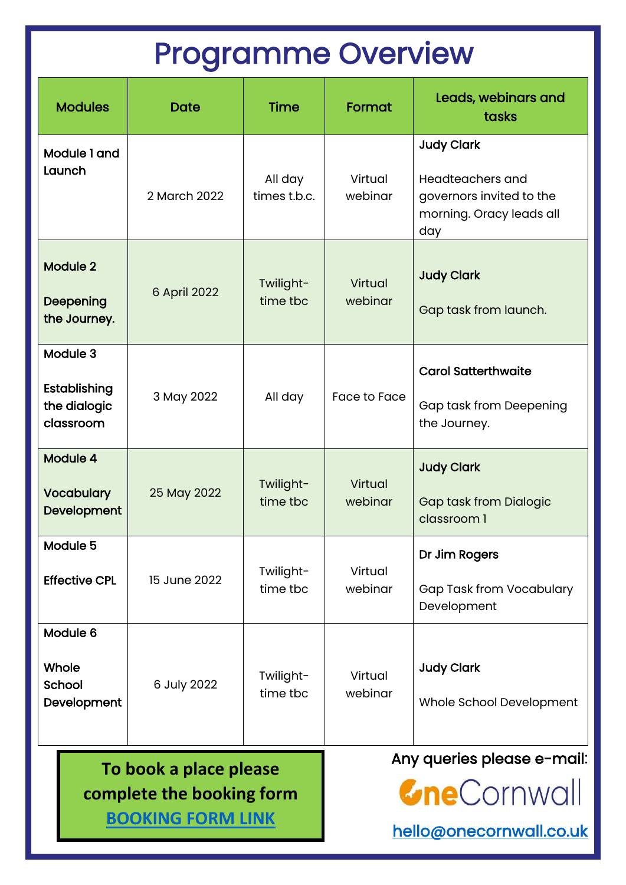# Programme Overview

| Modules | Date | Time | Format | Leads, webinars and tasks |
|---|---|---|---|---|
| **Module 1 and Launch** | 2 March 2022 | All day times t.b.c. | Virtual webinar | **Judy Clark**<br><br>Headteachers and governors invited to the morning. Oracy leads all day |
| **Module 2**<br><br>**Deepening the Journey.** | 6 April 2022 | Twilight-time tbc | Virtual webinar | **Judy Clark**<br><br>Gap task from launch. |
| **Module 3**<br><br>**Establishing the dialogic classroom** | 3 May 2022 | All day | Face to Face | **Carol Satterthwaite**<br><br>Gap task from Deepening the Journey. |
| **Module 4**<br><br>**Vocabulary Development** | 25 May 2022 | Twilight-time tbc | Virtual webinar | **Judy Clark**<br><br>Gap task from Dialogic classroom 1 |
| **Module 5**<br><br>**Effective CPL** | 15 June 2022 | Twilight-time tbc | Virtual webinar | **Dr Jim Rogers**<br><br>Gap Task from Vocabulary Development |
| **Module 6**<br><br>**Whole School Development** | 6 July 2022 | Twilight-time tbc | Virtual webinar | **Judy Clark**<br><br>Whole School Development |

**To book a place please complete the booking form**
**BOOKING FORM LINK**

Any queries please e-mail:

OneCornwall

hello@onecornwall.co.uk